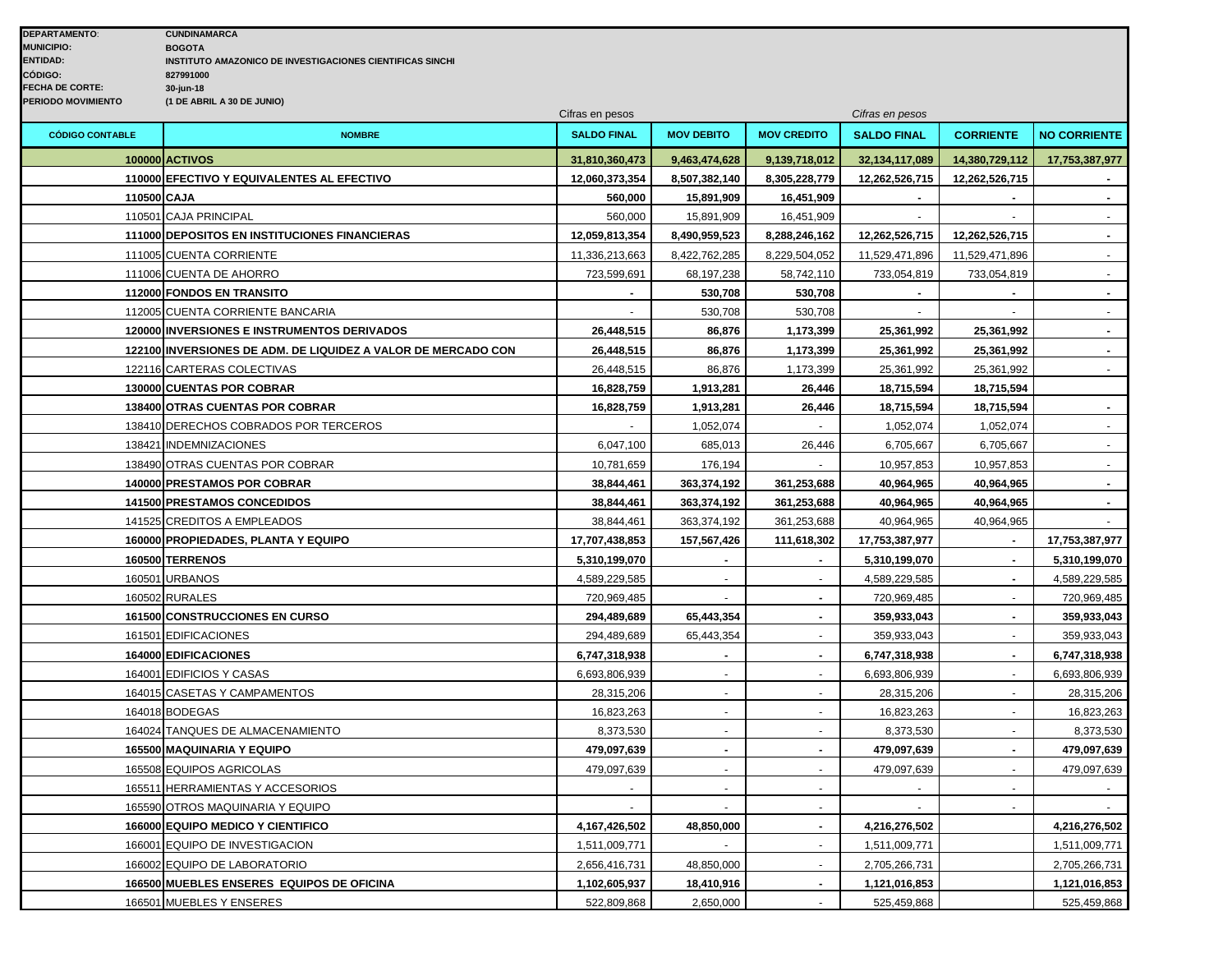**DEPARTAMENTO:** CUNDINAMARCA
**MUNICIPIO:** BOGOTA
**ENTIDAD:** INSTITUTO AMAZONICO DE INVESTIGACIONES CIENTIFICAS SINCHI
**CÓDIGO:** 827991000
**FECHA DE CORTE:** 30-jun-18
**PERIODO MOVIMIENTO** (1 DE ABRIL A 30 DE JUNIO)

Cifras en pesos | Cifras en pesos

| CÓDIGO CONTABLE | NOMBRE | SALDO FINAL | MOV DEBITO | MOV CREDITO | SALDO FINAL | CORRIENTE | NO CORRIENTE |
|---|---|---|---|---|---|---|---|
| **100000** | **ACTIVOS** | **31,810,360,473** | **9,463,474,628** | **9,139,718,012** | **32,134,117,089** | **14,380,729,112** | **17,753,387,977** |
| **110000** | **EFECTIVO Y EQUIVALENTES AL EFECTIVO** | **12,060,373,354** | **8,507,382,140** | **8,305,228,779** | **12,262,526,715** | **12,262,526,715** | **-** |
| **110500** | **CAJA** | **560,000** | **15,891,909** | **16,451,909** | **-** | **-** | **-** |
| 110501 | CAJA PRINCIPAL | 560,000 | 15,891,909 | 16,451,909 | - | - | - |
| **111000** | **DEPOSITOS EN INSTITUCIONES FINANCIERAS** | **12,059,813,354** | **8,490,959,523** | **8,288,246,162** | **12,262,526,715** | **12,262,526,715** | **-** |
| 111005 | CUENTA CORRIENTE | 11,336,213,663 | 8,422,762,285 | 8,229,504,052 | 11,529,471,896 | 11,529,471,896 | - |
| 111006 | CUENTA DE AHORRO | 723,599,691 | 68,197,238 | 58,742,110 | 733,054,819 | 733,054,819 | - |
| **112000** | **FONDOS EN TRANSITO** | **-** | **530,708** | **530,708** | **-** | **-** | **-** |
| 112005 | CUENTA CORRIENTE BANCARIA | - | 530,708 | 530,708 | - | - | - |
| **120000** | **INVERSIONES E INSTRUMENTOS DERIVADOS** | **26,448,515** | **86,876** | **1,173,399** | **25,361,992** | **25,361,992** | **-** |
| **122100** | **INVERSIONES DE ADM. DE LIQUIDEZ A VALOR DE MERCADO CON** | **26,448,515** | **86,876** | **1,173,399** | **25,361,992** | **25,361,992** | **-** |
| 122116 | CARTERAS COLECTIVAS | 26,448,515 | 86,876 | 1,173,399 | 25,361,992 | 25,361,992 | - |
| **130000** | **CUENTAS POR COBRAR** | **16,828,759** | **1,913,281** | **26,446** | **18,715,594** | **18,715,594** | |
| **138400** | **OTRAS CUENTAS POR COBRAR** | **16,828,759** | **1,913,281** | **26,446** | **18,715,594** | **18,715,594** | **-** |
| 138410 | DERECHOS COBRADOS POR TERCEROS | - | 1,052,074 | - | 1,052,074 | 1,052,074 | - |
| 138421 | INDEMNIZACIONES | 6,047,100 | 685,013 | 26,446 | 6,705,667 | 6,705,667 | - |
| 138490 | OTRAS CUENTAS POR COBRAR | 10,781,659 | 176,194 | - | 10,957,853 | 10,957,853 | - |
| **140000** | **PRESTAMOS POR COBRAR** | **38,844,461** | **363,374,192** | **361,253,688** | **40,964,965** | **40,964,965** | **-** |
| **141500** | **PRESTAMOS CONCEDIDOS** | **38,844,461** | **363,374,192** | **361,253,688** | **40,964,965** | **40,964,965** | **-** |
| 141525 | CREDITOS A EMPLEADOS | 38,844,461 | 363,374,192 | 361,253,688 | 40,964,965 | 40,964,965 | - |
| **160000** | **PROPIEDADES, PLANTA Y EQUIPO** | **17,707,438,853** | **157,567,426** | **111,618,302** | **17,753,387,977** | **-** | **17,753,387,977** |
| **160500** | **TERRENOS** | **5,310,199,070** | **-** | **-** | **5,310,199,070** | **-** | **5,310,199,070** |
| 160501 | URBANOS | 4,589,229,585 | - | - | 4,589,229,585 | - | 4,589,229,585 |
| 160502 | RURALES | 720,969,485 | - | - | 720,969,485 | - | 720,969,485 |
| **161500** | **CONSTRUCCIONES EN CURSO** | **294,489,689** | **65,443,354** | **-** | **359,933,043** | **-** | **359,933,043** |
| 161501 | EDIFICACIONES | 294,489,689 | 65,443,354 | - | 359,933,043 | - | 359,933,043 |
| **164000** | **EDIFICACIONES** | **6,747,318,938** | **-** | **-** | **6,747,318,938** | **-** | **6,747,318,938** |
| 164001 | EDIFICIOS Y CASAS | 6,693,806,939 | - | - | 6,693,806,939 | - | 6,693,806,939 |
| 164015 | CASETAS Y CAMPAMENTOS | 28,315,206 | - | - | 28,315,206 | - | 28,315,206 |
| 164018 | BODEGAS | 16,823,263 | - | - | 16,823,263 | - | 16,823,263 |
| 164024 | TANQUES DE ALMACENAMIENTO | 8,373,530 | - | - | 8,373,530 | - | 8,373,530 |
| **165500** | **MAQUINARIA Y EQUIPO** | **479,097,639** | **-** | **-** | **479,097,639** | **-** | **479,097,639** |
| 165508 | EQUIPOS AGRICOLAS | 479,097,639 | - | - | 479,097,639 | - | 479,097,639 |
| 165511 | HERRAMIENTAS Y ACCESORIOS | - | - | - | - | - | - |
| 165590 | OTROS MAQUINARIA Y EQUIPO | - | - | - | - | - | - |
| **166000** | **EQUIPO MEDICO Y CIENTIFICO** | **4,167,426,502** | **48,850,000** | **-** | **4,216,276,502** | | **4,216,276,502** |
| 166001 | EQUIPO DE INVESTIGACION | 1,511,009,771 | - | - | 1,511,009,771 | | 1,511,009,771 |
| 166002 | EQUIPO DE LABORATORIO | 2,656,416,731 | 48,850,000 | - | 2,705,266,731 | | 2,705,266,731 |
| **166500** | **MUEBLES ENSERES EQUIPOS DE OFICINA** | **1,102,605,937** | **18,410,916** | **-** | **1,121,016,853** | | **1,121,016,853** |
| 166501 | MUEBLES Y ENSERES | 522,809,868 | 2,650,000 | - | 525,459,868 | | 525,459,868 |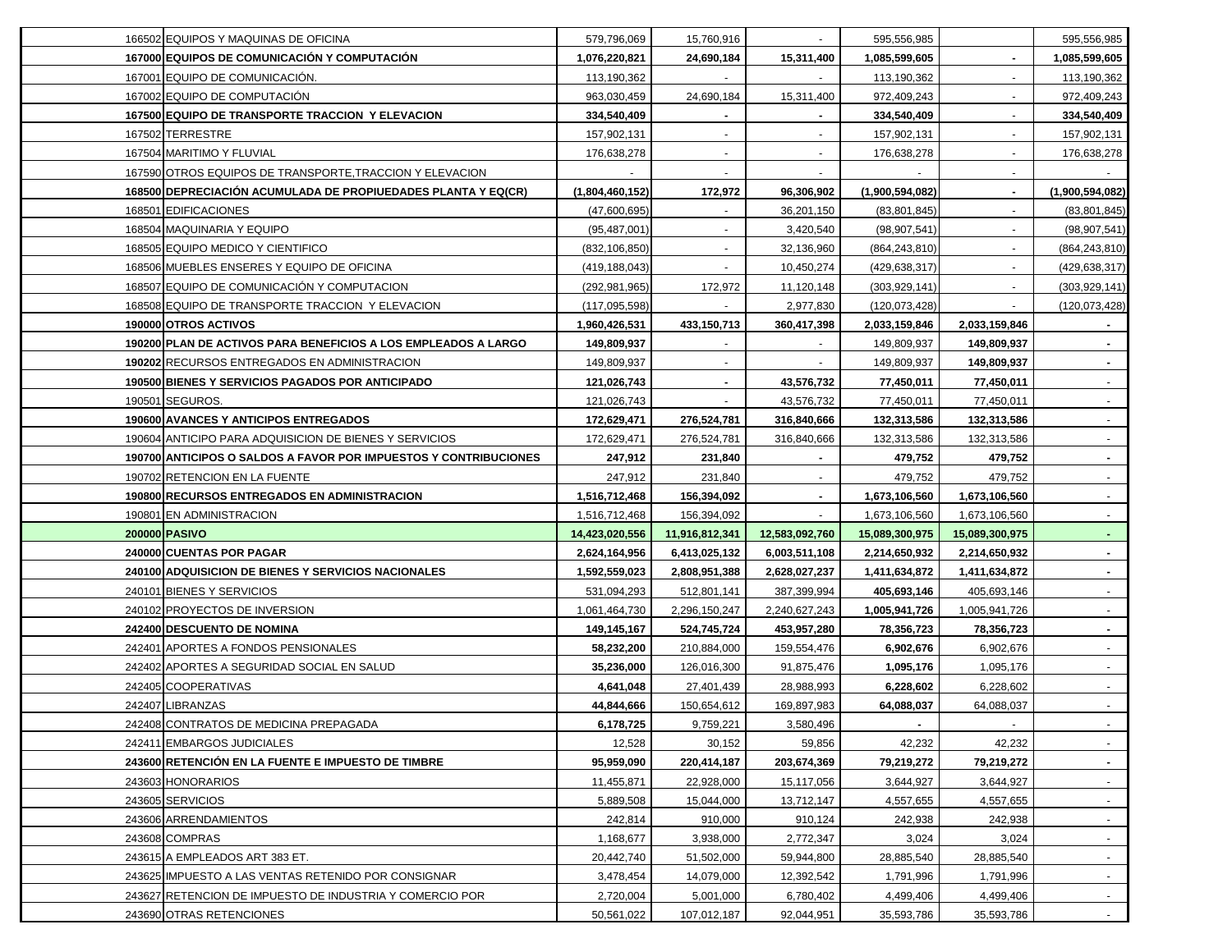| | | | | | | | |
|---|---|---|---|---|---|---|---|
| 166502 | EQUIPOS Y MAQUINAS DE OFICINA | 579,796,069 | 15,760,916 | - | 595,556,985 | | 595,556,985 |
| **167000** | **EQUIPOS DE COMUNICACIÓN Y COMPUTACIÓN** | **1,076,220,821** | **24,690,184** | **15,311,400** | **1,085,599,605** | **-** | **1,085,599,605** |
| 167001 | EQUIPO DE COMUNICACIÓN. | 113,190,362 | - | - | 113,190,362 | - | 113,190,362 |
| 167002 | EQUIPO DE COMPUTACIÓN | 963,030,459 | 24,690,184 | 15,311,400 | 972,409,243 | - | 972,409,243 |
| **167500** | **EQUIPO DE TRANSPORTE TRACCION Y ELEVACION** | **334,540,409** | **-** | **-** | **334,540,409** | **-** | **334,540,409** |
| 167502 | TERRESTRE | 157,902,131 | - | - | 157,902,131 | - | 157,902,131 |
| 167504 | MARITIMO Y FLUVIAL | 176,638,278 | - | - | 176,638,278 | - | 176,638,278 |
| 167590 | OTROS EQUIPOS DE TRANSPORTE,TRACCION Y ELEVACION | - | - | - | - | - | - |
| **168500** | **DEPRECIACIÓN ACUMULADA DE PROPIUEDADES PLANTA Y EQ(CR)** | **(1,804,460,152)** | **172,972** | **96,306,902** | **(1,900,594,082)** | **-** | **(1,900,594,082)** |
| 168501 | EDIFICACIONES | (47,600,695) | - | 36,201,150 | (83,801,845) | - | (83,801,845) |
| 168504 | MAQUINARIA Y EQUIPO | (95,487,001) | - | 3,420,540 | (98,907,541) | - | (98,907,541) |
| 168505 | EQUIPO MEDICO Y CIENTIFICO | (832,106,850) | - | 32,136,960 | (864,243,810) | - | (864,243,810) |
| 168506 | MUEBLES ENSERES Y EQUIPO DE OFICINA | (419,188,043) | - | 10,450,274 | (429,638,317) | - | (429,638,317) |
| 168507 | EQUIPO DE COMUNICACIÓN Y COMPUTACION | (292,981,965) | 172,972 | 11,120,148 | (303,929,141) | - | (303,929,141) |
| 168508 | EQUIPO DE TRANSPORTE TRACCION Y ELEVACION | (117,095,598) | - | 2,977,830 | (120,073,428) | - | (120,073,428) |
| **190000** | **OTROS ACTIVOS** | **1,960,426,531** | **433,150,713** | **360,417,398** | **2,033,159,846** | **2,033,159,846** | **-** |
| **190200** | **PLAN DE ACTIVOS PARA BENEFICIOS A LOS EMPLEADOS A LARGO** | **149,809,937** | - | - | 149,809,937 | **149,809,937** | **-** |
| **190202** | RECURSOS ENTREGADOS EN ADMINISTRACION | 149,809,937 | - | - | 149,809,937 | **149,809,937** | **-** |
| **190500** | **BIENES Y SERVICIOS PAGADOS POR ANTICIPADO** | **121,026,743** | **-** | **43,576,732** | **77,450,011** | **77,450,011** | - |
| 190501 | SEGUROS. | 121,026,743 | - | 43,576,732 | 77,450,011 | 77,450,011 | - |
| **190600** | **AVANCES Y ANTICIPOS ENTREGADOS** | **172,629,471** | **276,524,781** | **316,840,666** | **132,313,586** | **132,313,586** | - |
| 190604 | ANTICIPO PARA ADQUISICION DE BIENES Y SERVICIOS | 172,629,471 | 276,524,781 | 316,840,666 | 132,313,586 | 132,313,586 | - |
| **190700** | **ANTICIPOS O SALDOS A FAVOR POR IMPUESTOS Y CONTRIBUCIONES** | **247,912** | **231,840** | **-** | **479,752** | **479,752** | **-** |
| 190702 | RETENCION EN LA FUENTE | 247,912 | 231,840 | - | 479,752 | 479,752 | - |
| **190800** | **RECURSOS ENTREGADOS EN ADMINISTRACION** | **1,516,712,468** | **156,394,092** | **-** | **1,673,106,560** | **1,673,106,560** | - |
| 190801 | EN ADMINISTRACION | 1,516,712,468 | 156,394,092 | - | 1,673,106,560 | 1,673,106,560 | - |
| **200000** | **PASIVO** | **14,423,020,556** | **11,916,812,341** | **12,583,092,760** | **15,089,300,975** | **15,089,300,975** | **-** |
| **240000** | **CUENTAS POR PAGAR** | **2,624,164,956** | **6,413,025,132** | **6,003,511,108** | **2,214,650,932** | **2,214,650,932** | **-** |
| **240100** | **ADQUISICION DE BIENES Y SERVICIOS NACIONALES** | **1,592,559,023** | **2,808,951,388** | **2,628,027,237** | **1,411,634,872** | **1,411,634,872** | **-** |
| 240101 | BIENES Y SERVICIOS | 531,094,293 | 512,801,141 | 387,399,994 | **405,693,146** | 405,693,146 | - |
| 240102 | PROYECTOS DE INVERSION | 1,061,464,730 | 2,296,150,247 | 2,240,627,243 | **1,005,941,726** | 1,005,941,726 | - |
| **242400** | **DESCUENTO DE NOMINA** | **149,145,167** | **524,745,724** | **453,957,280** | **78,356,723** | **78,356,723** | **-** |
| 242401 | APORTES A FONDOS PENSIONALES | **58,232,200** | 210,884,000 | 159,554,476 | **6,902,676** | 6,902,676 | - |
| 242402 | APORTES A SEGURIDAD SOCIAL EN SALUD | **35,236,000** | 126,016,300 | 91,875,476 | **1,095,176** | 1,095,176 | - |
| 242405 | COOPERATIVAS | **4,641,048** | 27,401,439 | 28,988,993 | **6,228,602** | 6,228,602 | - |
| 242407 | LIBRANZAS | **44,844,666** | 150,654,612 | 169,897,983 | **64,088,037** | 64,088,037 | - |
| 242408 | CONTRATOS DE MEDICINA PREPAGADA | **6,178,725** | 9,759,221 | 3,580,496 | **-** | - | - |
| 242411 | EMBARGOS JUDICIALES | 12,528 | 30,152 | 59,856 | 42,232 | 42,232 | - |
| **243600** | **RETENCIÓN EN LA FUENTE E IMPUESTO DE TIMBRE** | **95,959,090** | **220,414,187** | **203,674,369** | **79,219,272** | **79,219,272** | **-** |
| 243603 | HONORARIOS | 11,455,871 | 22,928,000 | 15,117,056 | 3,644,927 | 3,644,927 | - |
| 243605 | SERVICIOS | 5,889,508 | 15,044,000 | 13,712,147 | 4,557,655 | 4,557,655 | - |
| 243606 | ARRENDAMIENTOS | 242,814 | 910,000 | 910,124 | 242,938 | 242,938 | - |
| 243608 | COMPRAS | 1,168,677 | 3,938,000 | 2,772,347 | 3,024 | 3,024 | - |
| 243615 | A EMPLEADOS ART 383 ET. | 20,442,740 | 51,502,000 | 59,944,800 | 28,885,540 | 28,885,540 | - |
| 243625 | IMPUESTO A LAS VENTAS RETENIDO POR CONSIGNAR | 3,478,454 | 14,079,000 | 12,392,542 | 1,791,996 | 1,791,996 | - |
| 243627 | RETENCION DE IMPUESTO DE INDUSTRIA Y COMERCIO POR | 2,720,004 | 5,001,000 | 6,780,402 | 4,499,406 | 4,499,406 | - |
| 243690 | OTRAS RETENCIONES | 50,561,022 | 107,012,187 | 92,044,951 | 35,593,786 | 35,593,786 | - |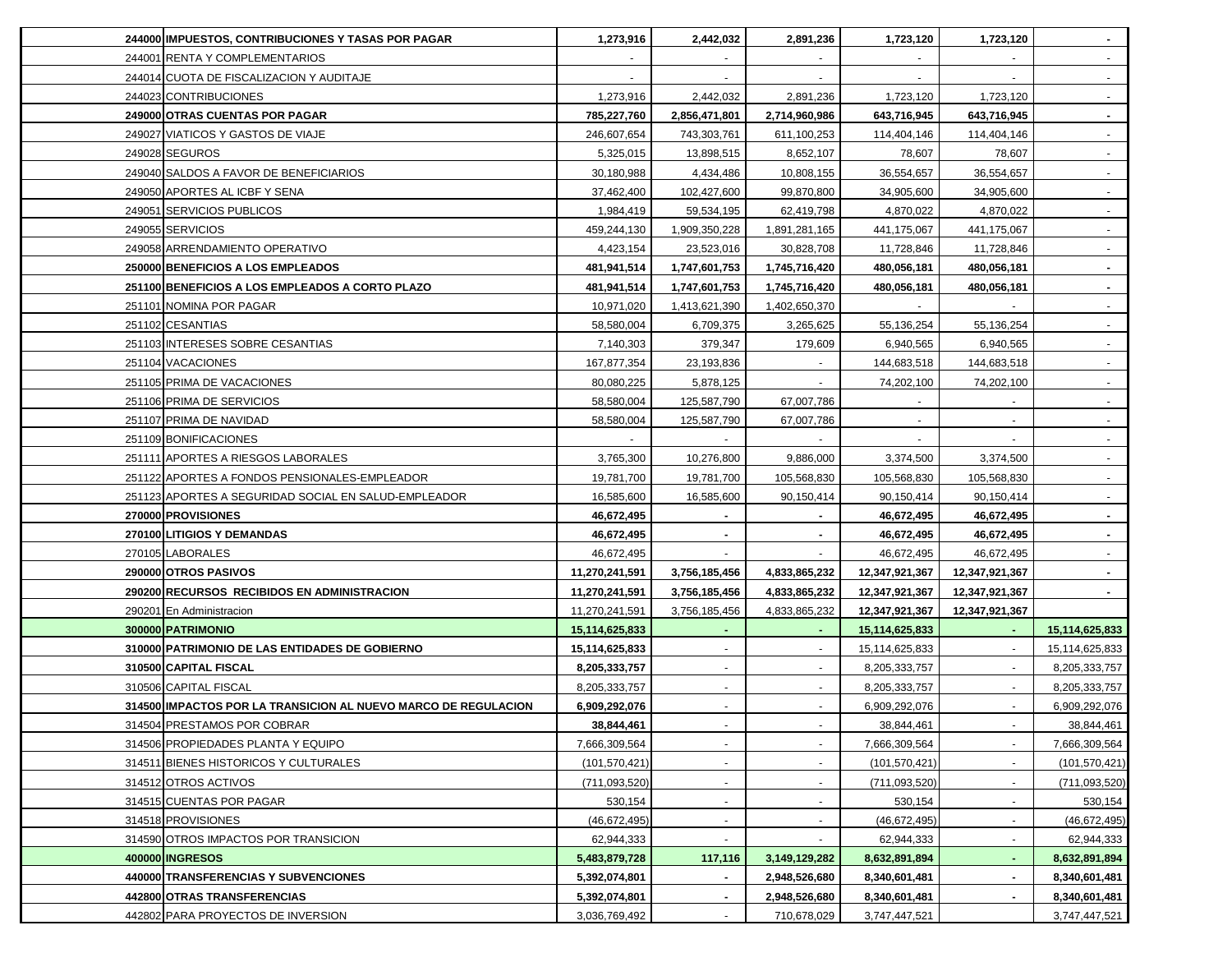| | | | | | | | |
|---|---|---|---|---|---|---|---|
| 244000 | **IMPUESTOS, CONTRIBUCIONES Y TASAS POR PAGAR** | **1,273,916** | **2,442,032** | **2,891,236** | **1,723,120** | **1,723,120** | **-** |
| 244001 | RENTA Y COMPLEMENTARIOS | - | - | - | - | - | - |
| 244014 | CUOTA DE FISCALIZACION Y AUDITAJE | - | - | - | - | - | - |
| 244023 | CONTRIBUCIONES | 1,273,916 | 2,442,032 | 2,891,236 | 1,723,120 | 1,723,120 | - |
| 249000 | **OTRAS CUENTAS POR PAGAR** | **785,227,760** | **2,856,471,801** | **2,714,960,986** | **643,716,945** | **643,716,945** | **-** |
| 249027 | VIATICOS Y GASTOS DE VIAJE | 246,607,654 | 743,303,761 | 611,100,253 | 114,404,146 | 114,404,146 | - |
| 249028 | SEGUROS | 5,325,015 | 13,898,515 | 8,652,107 | 78,607 | 78,607 | - |
| 249040 | SALDOS A FAVOR DE BENEFICIARIOS | 30,180,988 | 4,434,486 | 10,808,155 | 36,554,657 | 36,554,657 | - |
| 249050 | APORTES AL ICBF Y SENA | 37,462,400 | 102,427,600 | 99,870,800 | 34,905,600 | 34,905,600 | - |
| 249051 | SERVICIOS PUBLICOS | 1,984,419 | 59,534,195 | 62,419,798 | 4,870,022 | 4,870,022 | - |
| 249055 | SERVICIOS | 459,244,130 | 1,909,350,228 | 1,891,281,165 | 441,175,067 | 441,175,067 | - |
| 249058 | ARRENDAMIENTO OPERATIVO | 4,423,154 | 23,523,016 | 30,828,708 | 11,728,846 | 11,728,846 | - |
| 250000 | **BENEFICIOS A LOS EMPLEADOS** | **481,941,514** | **1,747,601,753** | **1,745,716,420** | **480,056,181** | **480,056,181** | **-** |
| 251100 | **BENEFICIOS A LOS EMPLEADOS A CORTO PLAZO** | **481,941,514** | **1,747,601,753** | **1,745,716,420** | **480,056,181** | **480,056,181** | **-** |
| 251101 | NOMINA POR PAGAR | 10,971,020 | 1,413,621,390 | 1,402,650,370 | - | - | - |
| 251102 | CESANTIAS | 58,580,004 | 6,709,375 | 3,265,625 | 55,136,254 | 55,136,254 | - |
| 251103 | INTERESES SOBRE CESANTIAS | 7,140,303 | 379,347 | 179,609 | 6,940,565 | 6,940,565 | - |
| 251104 | VACACIONES | 167,877,354 | 23,193,836 | - | 144,683,518 | 144,683,518 | - |
| 251105 | PRIMA DE VACACIONES | 80,080,225 | 5,878,125 | - | 74,202,100 | 74,202,100 | - |
| 251106 | PRIMA DE SERVICIOS | 58,580,004 | 125,587,790 | 67,007,786 | - | - | - |
| 251107 | PRIMA DE NAVIDAD | 58,580,004 | 125,587,790 | 67,007,786 | - | - | - |
| 251109 | BONIFICACIONES | - | - | - | - | - | - |
| 251111 | APORTES A RIESGOS LABORALES | 3,765,300 | 10,276,800 | 9,886,000 | 3,374,500 | 3,374,500 | - |
| 251122 | APORTES A FONDOS PENSIONALES-EMPLEADOR | 19,781,700 | 19,781,700 | 105,568,830 | 105,568,830 | 105,568,830 | - |
| 251123 | APORTES A SEGURIDAD SOCIAL EN SALUD-EMPLEADOR | 16,585,600 | 16,585,600 | 90,150,414 | 90,150,414 | 90,150,414 | - |
| 270000 | **PROVISIONES** | **46,672,495** | **-** | **-** | **46,672,495** | **46,672,495** | **-** |
| 270100 | **LITIGIOS Y DEMANDAS** | **46,672,495** | **-** | **-** | **46,672,495** | **46,672,495** | **-** |
| 270105 | LABORALES | 46,672,495 | - | - | 46,672,495 | 46,672,495 | - |
| 290000 | **OTROS PASIVOS** | **11,270,241,591** | **3,756,185,456** | **4,833,865,232** | **12,347,921,367** | **12,347,921,367** | **-** |
| 290200 | **RECURSOS RECIBIDOS EN ADMINISTRACION** | **11,270,241,591** | **3,756,185,456** | **4,833,865,232** | **12,347,921,367** | **12,347,921,367** | **-** |
| 290201 | En Administracion | 11,270,241,591 | 3,756,185,456 | 4,833,865,232 | **12,347,921,367** | **12,347,921,367** | |
| 300000 | **PATRIMONIO** | **15,114,625,833** | **-** | **-** | **15,114,625,833** | **-** | **15,114,625,833** |
| 310000 | **PATRIMONIO DE LAS ENTIDADES DE GOBIERNO** | **15,114,625,833** | - | - | 15,114,625,833 | - | 15,114,625,833 |
| 310500 | **CAPITAL FISCAL** | **8,205,333,757** | - | - | 8,205,333,757 | - | 8,205,333,757 |
| 310506 | CAPITAL FISCAL | 8,205,333,757 | - | - | 8,205,333,757 | - | 8,205,333,757 |
| 314500 | **IMPACTOS POR LA TRANSICION AL NUEVO MARCO DE REGULACION** | **6,909,292,076** | - | - | 6,909,292,076 | - | 6,909,292,076 |
| 314504 | PRESTAMOS POR COBRAR | **38,844,461** | - | - | 38,844,461 | - | 38,844,461 |
| 314506 | PROPIEDADES PLANTA Y EQUIPO | 7,666,309,564 | - | - | 7,666,309,564 | - | 7,666,309,564 |
| 314511 | BIENES HISTORICOS Y CULTURALES | (101,570,421) | - | - | (101,570,421) | - | (101,570,421) |
| 314512 | OTROS ACTIVOS | (711,093,520) | - | - | (711,093,520) | - | (711,093,520) |
| 314515 | CUENTAS POR PAGAR | 530,154 | - | - | 530,154 | - | 530,154 |
| 314518 | PROVISIONES | (46,672,495) | - | - | (46,672,495) | - | (46,672,495) |
| 314590 | OTROS IMPACTOS POR TRANSICION | 62,944,333 | - | - | 62,944,333 | - | 62,944,333 |
| 400000 | **INGRESOS** | **5,483,879,728** | **117,116** | **3,149,129,282** | **8,632,891,894** | **-** | **8,632,891,894** |
| 440000 | **TRANSFERENCIAS Y SUBVENCIONES** | **5,392,074,801** | **-** | **2,948,526,680** | **8,340,601,481** | **-** | **8,340,601,481** |
| 442800 | **OTRAS TRANSFERENCIAS** | **5,392,074,801** | **-** | **2,948,526,680** | **8,340,601,481** | **-** | **8,340,601,481** |
| 442802 | PARA PROYECTOS DE INVERSION | 3,036,769,492 | - | 710,678,029 | 3,747,447,521 | | 3,747,447,521 |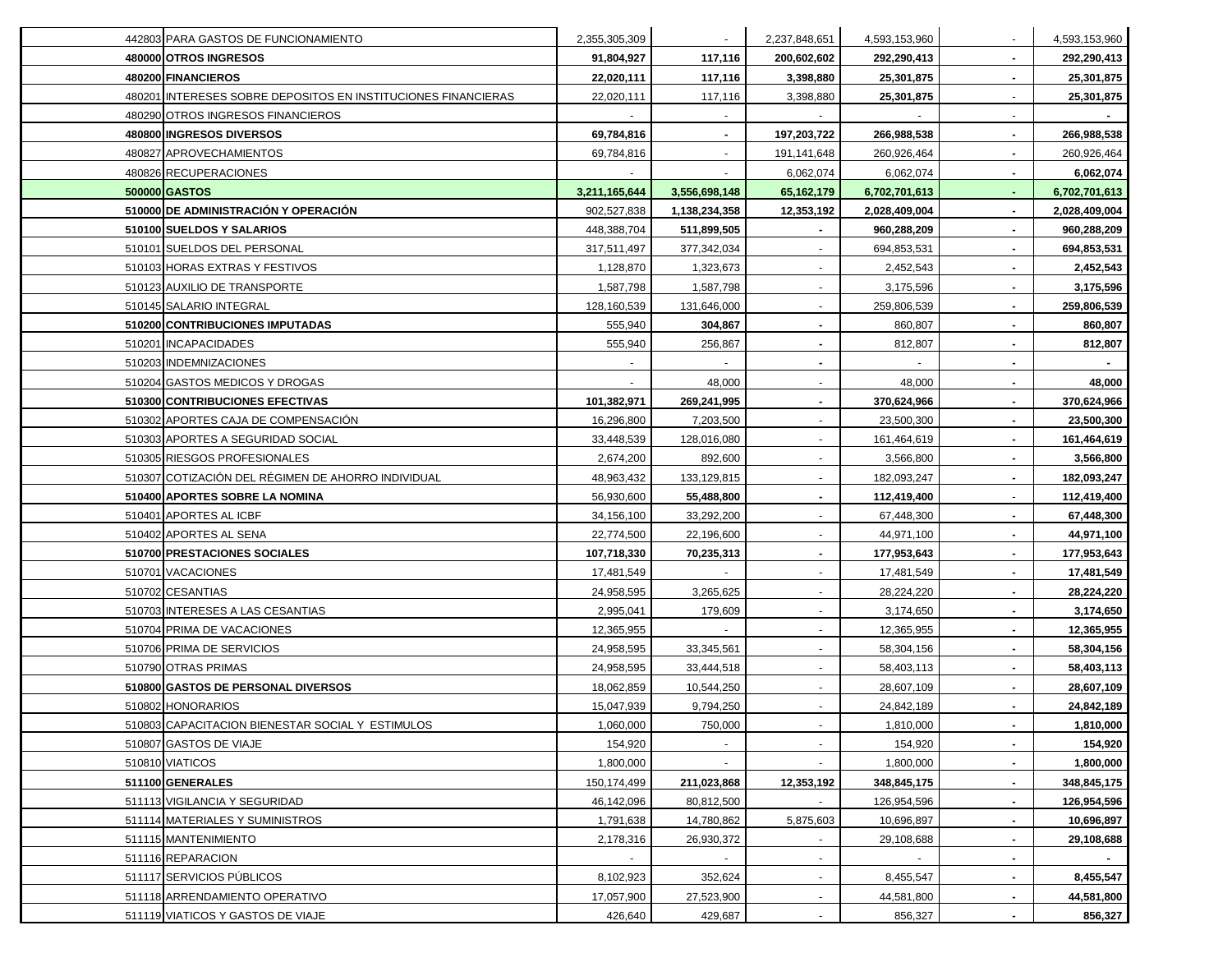| | | | | | | | |
|---|---|---|---|---|---|---|---|
| 442803 | PARA GASTOS DE FUNCIONAMIENTO | 2,355,305,309 | - | 2,237,848,651 | 4,593,153,960 | - | 4,593,153,960 |
| **480000** | **OTROS INGRESOS** | **91,804,927** | **117,116** | **200,602,602** | **292,290,413** | **-** | **292,290,413** |
| **480200** | **FINANCIEROS** | **22,020,111** | **117,116** | **3,398,880** | **25,301,875** | **-** | **25,301,875** |
| 480201 | INTERESES SOBRE DEPOSITOS EN INSTITUCIONES FINANCIERAS | 22,020,111 | 117,116 | 3,398,880 | **25,301,875** | - | **25,301,875** |
| 480290 | OTROS INGRESOS FINANCIEROS | - | - | - | - | - | **-** |
| **480800** | **INGRESOS DIVERSOS** | **69,784,816** | **-** | **197,203,722** | **266,988,538** | **-** | **266,988,538** |
| 480827 | APROVECHAMIENTOS | 69,784,816 | - | 191,141,648 | 260,926,464 | **-** | 260,926,464 |
| 480826 | RECUPERACIONES | - | - | 6,062,074 | 6,062,074 | **-** | **6,062,074** |
| **500000** | **GASTOS** | **3,211,165,644** | **3,556,698,148** | **65,162,179** | **6,702,701,613** | **-** | **6,702,701,613** |
| **510000** | **DE ADMINISTRACIÓN Y OPERACIÓN** | 902,527,838 | **1,138,234,358** | **12,353,192** | **2,028,409,004** | **-** | **2,028,409,004** |
| **510100** | **SUELDOS Y SALARIOS** | 448,388,704 | **511,899,505** | **-** | **960,288,209** | **-** | **960,288,209** |
| 510101 | SUELDOS DEL PERSONAL | 317,511,497 | 377,342,034 | - | 694,853,531 | **-** | **694,853,531** |
| 510103 | HORAS EXTRAS Y FESTIVOS | 1,128,870 | 1,323,673 | - | 2,452,543 | **-** | **2,452,543** |
| 510123 | AUXILIO DE TRANSPORTE | 1,587,798 | 1,587,798 | - | 3,175,596 | **-** | **3,175,596** |
| 510145 | SALARIO INTEGRAL | 128,160,539 | 131,646,000 | - | 259,806,539 | **-** | **259,806,539** |
| **510200** | **CONTRIBUCIONES IMPUTADAS** | 555,940 | **304,867** | **-** | 860,807 | **-** | **860,807** |
| 510201 | INCAPACIDADES | 555,940 | 256,867 | **-** | 812,807 | **-** | **812,807** |
| 510203 | INDEMNIZACIONES | - | - | **-** | - | **-** | **-** |
| 510204 | GASTOS MEDICOS Y DROGAS | - | 48,000 | - | 48,000 | **-** | **48,000** |
| **510300** | **CONTRIBUCIONES EFECTIVAS** | **101,382,971** | **269,241,995** | **-** | **370,624,966** | **-** | **370,624,966** |
| 510302 | APORTES CAJA DE COMPENSACIÓN | 16,296,800 | 7,203,500 | - | 23,500,300 | **-** | **23,500,300** |
| 510303 | APORTES A SEGURIDAD SOCIAL | 33,448,539 | 128,016,080 | - | 161,464,619 | **-** | **161,464,619** |
| 510305 | RIESGOS PROFESIONALES | 2,674,200 | 892,600 | - | 3,566,800 | **-** | **3,566,800** |
| 510307 | COTIZACIÓN DEL RÉGIMEN DE AHORRO INDIVIDUAL | 48,963,432 | 133,129,815 | - | 182,093,247 | **-** | **182,093,247** |
| **510400** | **APORTES SOBRE LA NOMINA** | 56,930,600 | **55,488,800** | **-** | **112,419,400** | - | **112,419,400** |
| 510401 | APORTES AL ICBF | 34,156,100 | 33,292,200 | - | 67,448,300 | **-** | **67,448,300** |
| 510402 | APORTES AL SENA | 22,774,500 | 22,196,600 | - | 44,971,100 | **-** | **44,971,100** |
| **510700** | **PRESTACIONES SOCIALES** | **107,718,330** | **70,235,313** | **-** | **177,953,643** | **-** | **177,953,643** |
| 510701 | VACACIONES | 17,481,549 | - | - | 17,481,549 | **-** | **17,481,549** |
| 510702 | CESANTIAS | 24,958,595 | 3,265,625 | - | 28,224,220 | **-** | **28,224,220** |
| 510703 | INTERESES A LAS CESANTIAS | 2,995,041 | 179,609 | - | 3,174,650 | **-** | **3,174,650** |
| 510704 | PRIMA DE VACACIONES | 12,365,955 | - | - | 12,365,955 | **-** | **12,365,955** |
| 510706 | PRIMA DE SERVICIOS | 24,958,595 | 33,345,561 | - | 58,304,156 | **-** | **58,304,156** |
| 510790 | OTRAS PRIMAS | 24,958,595 | 33,444,518 | - | 58,403,113 | **-** | **58,403,113** |
| **510800** | **GASTOS DE PERSONAL DIVERSOS** | 18,062,859 | 10,544,250 | - | 28,607,109 | **-** | **28,607,109** |
| 510802 | HONORARIOS | 15,047,939 | 9,794,250 | - | 24,842,189 | **-** | **24,842,189** |
| 510803 | CAPACITACION BIENESTAR SOCIAL Y ESTIMULOS | 1,060,000 | 750,000 | - | 1,810,000 | **-** | **1,810,000** |
| 510807 | GASTOS DE VIAJE | 154,920 | - | - | 154,920 | **-** | **154,920** |
| 510810 | VIATICOS | 1,800,000 | - | - | 1,800,000 | **-** | **1,800,000** |
| **511100** | **GENERALES** | 150,174,499 | **211,023,868** | **12,353,192** | **348,845,175** | **-** | **348,845,175** |
| 511113 | VIGILANCIA Y SEGURIDAD | 46,142,096 | 80,812,500 | - | 126,954,596 | **-** | **126,954,596** |
| 511114 | MATERIALES Y SUMINISTROS | 1,791,638 | 14,780,862 | 5,875,603 | 10,696,897 | **-** | **10,696,897** |
| 511115 | MANTENIMIENTO | 2,178,316 | 26,930,372 | - | 29,108,688 | **-** | **29,108,688** |
| 511116 | REPARACION | - | - | - | - | **-** | **-** |
| 511117 | SERVICIOS PÚBLICOS | 8,102,923 | 352,624 | - | 8,455,547 | **-** | **8,455,547** |
| 511118 | ARRENDAMIENTO OPERATIVO | 17,057,900 | 27,523,900 | - | 44,581,800 | **-** | **44,581,800** |
| 511119 | VIATICOS Y GASTOS DE VIAJE | 426,640 | 429,687 | - | 856,327 | **-** | **856,327** |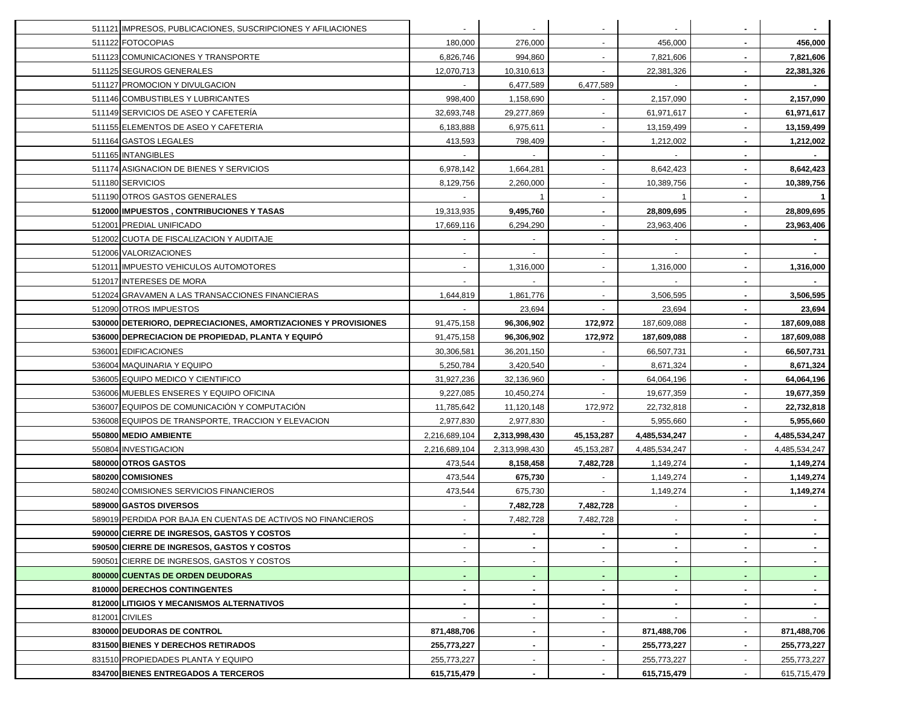| | | | | | | | |
|---|---|---|---|---|---|---|---|
| 511121 | IMPRESOS, PUBLICACIONES, SUSCRIPCIONES Y AFILIACIONES | - | - | - | - | - | - |
| 511122 | FOTOCOPIAS | 180,000 | 276,000 | - | 456,000 | - | **456,000** |
| 511123 | COMUNICACIONES Y TRANSPORTE | 6,826,746 | 994,860 | - | 7,821,606 | - | **7,821,606** |
| 511125 | SEGUROS GENERALES | 12,070,713 | 10,310,613 | - | 22,381,326 | - | **22,381,326** |
| 511127 | PROMOCION Y DIVULGACION | - | 6,477,589 | 6,477,589 | - | - | - |
| 511146 | COMBUSTIBLES Y LUBRICANTES | 998,400 | 1,158,690 | - | 2,157,090 | - | **2,157,090** |
| 511149 | SERVICIOS DE ASEO Y CAFETERÍA | 32,693,748 | 29,277,869 | - | 61,971,617 | - | **61,971,617** |
| 511155 | ELEMENTOS DE ASEO Y CAFETERIA | 6,183,888 | 6,975,611 | - | 13,159,499 | - | **13,159,499** |
| 511164 | GASTOS LEGALES | 413,593 | 798,409 | - | 1,212,002 | - | **1,212,002** |
| 511165 | INTANGIBLES | - | - | - | - | - | - |
| 511174 | ASIGNACION DE BIENES Y SERVICIOS | 6,978,142 | 1,664,281 | - | 8,642,423 | - | **8,642,423** |
| 511180 | SERVICIOS | 8,129,756 | 2,260,000 | - | 10,389,756 | - | **10,389,756** |
| 511190 | OTROS GASTOS GENERALES | - | 1 | - | 1 | - | **1** |
| **512000** | **IMPUESTOS , CONTRIBUCIONES Y TASAS** | 19,313,935 | **9,495,760** | **-** | **28,809,695** | - | **28,809,695** |
| 512001 | PREDIAL UNIFICADO | 17,669,116 | 6,294,290 | - | 23,963,406 | - | **23,963,406** |
| 512002 | CUOTA DE FISCALIZACION Y AUDITAJE | - | - | - | - | | - |
| 512006 | VALORIZACIONES | - | - | - | - | - | - |
| 512011 | IMPUESTO VEHICULOS AUTOMOTORES | - | 1,316,000 | - | 1,316,000 | - | **1,316,000** |
| 512017 | INTERESES DE MORA | - | - | - | - | - | - |
| 512024 | GRAVAMEN A LAS TRANSACCIONES FINANCIERAS | 1,644,819 | 1,861,776 | - | 3,506,595 | - | **3,506,595** |
| 512090 | OTROS IMPUESTOS | - | 23,694 | - | 23,694 | - | **23,694** |
| **530000** | **DETERIORO, DEPRECIACIONES, AMORTIZACIONES Y PROVISIONES** | 91,475,158 | **96,306,902** | **172,972** | 187,609,088 | - | **187,609,088** |
| **536000** | **DEPRECIACION DE PROPIEDAD, PLANTA Y EQUIPÓ** | 91,475,158 | **96,306,902** | **172,972** | 187,609,088 | - | **187,609,088** |
| 536001 | EDIFICACIONES | 30,306,581 | 36,201,150 | - | 66,507,731 | - | **66,507,731** |
| 536004 | MAQUINARIA Y EQUIPO | 5,250,784 | 3,420,540 | - | 8,671,324 | - | **8,671,324** |
| 536005 | EQUIPO MEDICO Y CIENTIFICO | 31,927,236 | 32,136,960 | - | 64,064,196 | - | **64,064,196** |
| 536006 | MUEBLES ENSERES Y EQUIPO OFICINA | 9,227,085 | 10,450,274 | - | 19,677,359 | - | **19,677,359** |
| 536007 | EQUIPOS DE COMUNICACIÓN Y COMPUTACIÓN | 11,785,642 | 11,120,148 | 172,972 | 22,732,818 | - | **22,732,818** |
| 536008 | EQUIPOS DE TRANSPORTE, TRACCION Y ELEVACION | 2,977,830 | 2,977,830 | - | 5,955,660 | - | **5,955,660** |
| **550800** | **MEDIO AMBIENTE** | 2,216,689,104 | **2,313,998,430** | **45,153,287** | **4,485,534,247** | - | **4,485,534,247** |
| 550804 | INVESTIGACION | 2,216,689,104 | 2,313,998,430 | 45,153,287 | 4,485,534,247 | - | 4,485,534,247 |
| **580000** | **OTROS GASTOS** | 473,544 | **8,158,458** | **7,482,728** | 1,149,274 | - | **1,149,274** |
| **580200** | **COMISIONES** | 473,544 | **675,730** | - | 1,149,274 | - | **1,149,274** |
| 580240 | COMISIONES SERVICIOS FINANCIEROS | 473,544 | 675,730 | - | 1,149,274 | - | **1,149,274** |
| **589000** | **GASTOS DIVERSOS** | - | **7,482,728** | **7,482,728** | - | - | - |
| 589019 | PERDIDA POR BAJA EN CUENTAS DE ACTIVOS NO FINANCIEROS | - | 7,482,728 | 7,482,728 | - | - | - |
| **590000** | **CIERRE DE INGRESOS, GASTOS Y COSTOS** | - | - | - | - | - | - |
| **590500** | **CIERRE DE INGRESOS, GASTOS Y COSTOS** | - | - | - | - | - | - |
| 590501 | CIERRE DE INGRESOS, GASTOS Y COSTOS | - | - | - | - | - | - |
| **800000** | **CUENTAS DE ORDEN DEUDORAS** | - | - | - | - | - | - |
| **810000** | **DERECHOS CONTINGENTES** | - | - | - | - | - | - |
| **812000** | **LITIGIOS Y MECANISMOS ALTERNATIVOS** | - | - | - | - | - | - |
| 812001 | CIVILES | - | - | - | - | - | - |
| **830000** | **DEUDORAS DE CONTROL** | **871,488,706** | - | - | **871,488,706** | - | **871,488,706** |
| **831500** | **BIENES Y DERECHOS RETIRADOS** | **255,773,227** | - | - | **255,773,227** | - | **255,773,227** |
| 831510 | PROPIEDADES PLANTA Y EQUIPO | 255,773,227 | - | - | 255,773,227 | - | 255,773,227 |
| **834700** | **BIENES ENTREGADOS A TERCEROS** | **615,715,479** | - | - | **615,715,479** | - | 615,715,479 |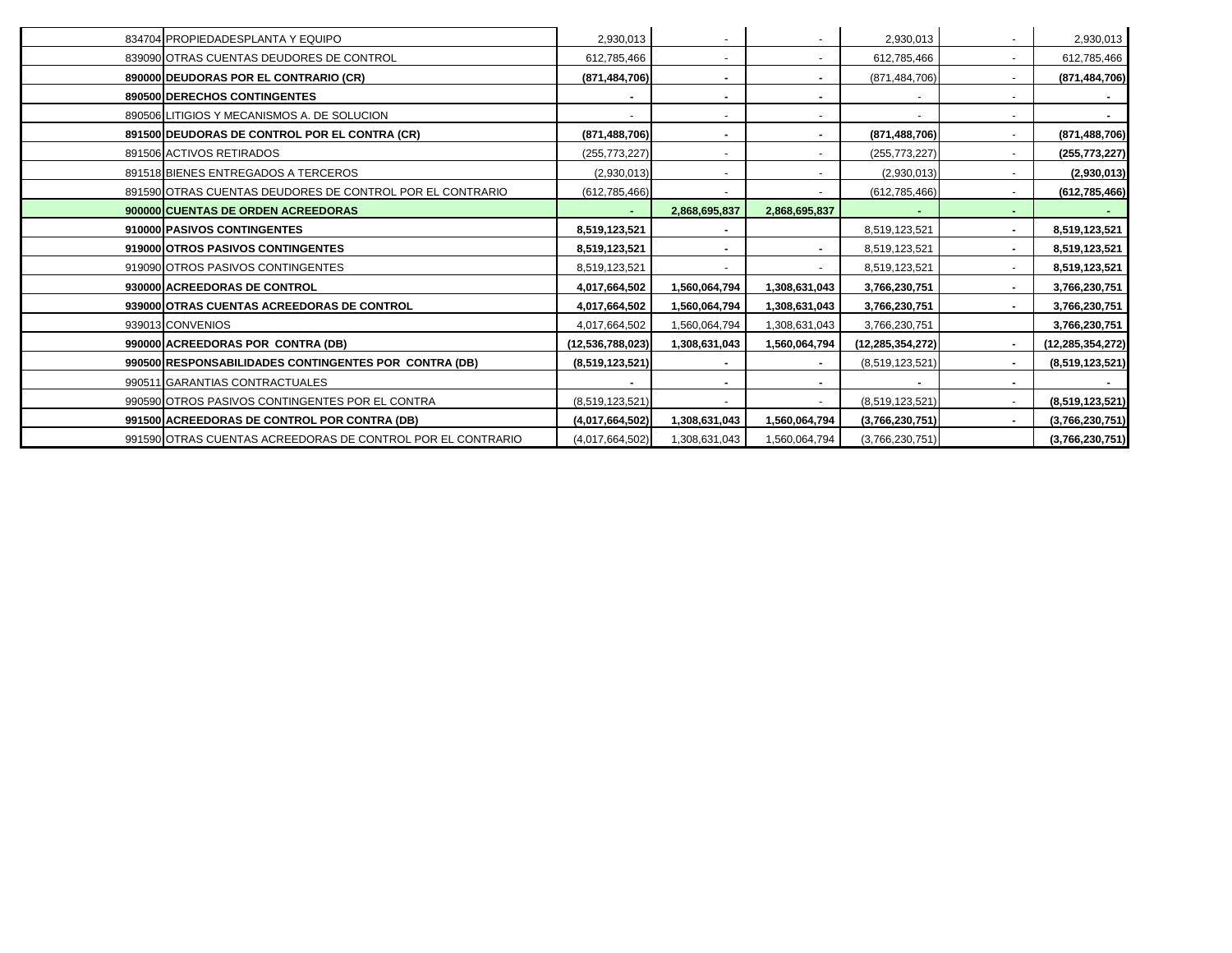| | | | | | | | |
|---|---|---|---|---|---|---|---|
| 834704 | PROPIEDADESPLANTA Y EQUIPO | 2,930,013 | - | - | 2,930,013 | - | 2,930,013 |
| 839090 | OTRAS CUENTAS DEUDORES DE CONTROL | 612,785,466 | - | - | 612,785,466 | - | 612,785,466 |
| **890000** | **DEUDORAS POR EL CONTRARIO (CR)** | **(871,484,706)** | **-** | **-** | (871,484,706) | - | **(871,484,706)** |
| **890500** | **DERECHOS CONTINGENTES** | **-** | **-** | **-** | - | - | **-** |
| 890506 | LITIGIOS Y MECANISMOS A. DE SOLUCION | - | - | - | - | - | **-** |
| **891500** | **DEUDORAS DE CONTROL POR EL CONTRA (CR)** | **(871,488,706)** | **-** | **-** | **(871,488,706)** | - | **(871,488,706)** |
| 891506 | ACTIVOS RETIRADOS | (255,773,227) | - | - | (255,773,227) | - | **(255,773,227)** |
| 891518 | BIENES ENTREGADOS A TERCEROS | (2,930,013) | - | - | (2,930,013) | - | **(2,930,013)** |
| 891590 | OTRAS CUENTAS DEUDORES DE CONTROL POR EL CONTRARIO | (612,785,466) | - | - | (612,785,466) | - | **(612,785,466)** |
| **900000** | **CUENTAS DE ORDEN ACREEDORAS** | **-** | **2,868,695,837** | **2,868,695,837** | **-** | **-** | **-** |
| **910000** | **PASIVOS CONTINGENTES** | **8,519,123,521** | **-** | | 8,519,123,521 | **-** | **8,519,123,521** |
| **919000** | **OTROS PASIVOS CONTINGENTES** | **8,519,123,521** | **-** | **-** | 8,519,123,521 | **-** | **8,519,123,521** |
| 919090 | OTROS PASIVOS CONTINGENTES | 8,519,123,521 | - | - | 8,519,123,521 | - | **8,519,123,521** |
| **930000** | **ACREEDORAS DE CONTROL** | **4,017,664,502** | **1,560,064,794** | **1,308,631,043** | **3,766,230,751** | **-** | **3,766,230,751** |
| **939000** | **OTRAS CUENTAS ACREEDORAS DE CONTROL** | **4,017,664,502** | **1,560,064,794** | **1,308,631,043** | **3,766,230,751** | **-** | **3,766,230,751** |
| 939013 | CONVENIOS | 4,017,664,502 | 1,560,064,794 | 1,308,631,043 | 3,766,230,751 | | **3,766,230,751** |
| **990000** | **ACREEDORAS POR CONTRA (DB)** | **(12,536,788,023)** | **1,308,631,043** | **1,560,064,794** | **(12,285,354,272)** | **-** | **(12,285,354,272)** |
| **990500** | **RESPONSABILIDADES CONTINGENTES POR CONTRA (DB)** | **(8,519,123,521)** | **-** | **-** | (8,519,123,521) | **-** | **(8,519,123,521)** |
| 990511 | GARANTIAS CONTRACTUALES | **-** | **-** | **-** | **-** | **-** | **-** |
| 990590 | OTROS PASIVOS CONTINGENTES POR EL CONTRA | (8,519,123,521) | - | - | (8,519,123,521) | - | **(8,519,123,521)** |
| **991500** | **ACREEDORAS DE CONTROL POR CONTRA (DB)** | **(4,017,664,502)** | **1,308,631,043** | **1,560,064,794** | **(3,766,230,751)** | **-** | **(3,766,230,751)** |
| 991590 | OTRAS CUENTAS ACREEDORAS DE CONTROL POR EL CONTRARIO | (4,017,664,502) | 1,308,631,043 | 1,560,064,794 | (3,766,230,751) | | **(3,766,230,751)** |